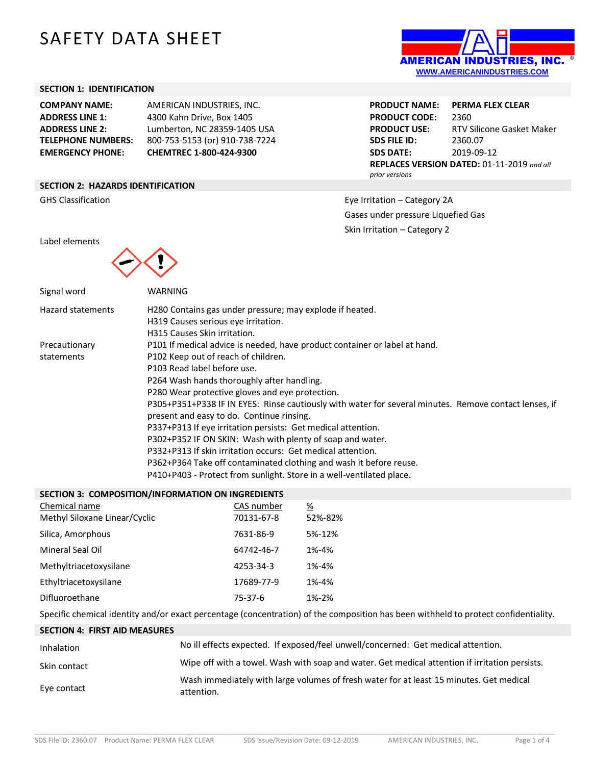# SAFETY DATA SHEET

AMERICAN INDUSTRIES, INC.
WWW.AMERICANINDUSTRIES.COM

## SECTION 1: IDENTIFICATION

| | |
|---|---|
| **COMPANY NAME:** | AMERICAN INDUSTRIES, INC. |
| **ADDRESS LINE 1:** | 4300 Kahn Drive, Box 1405 |
| **ADDRESS LINE 2:** | Lumberton, NC 28359-1405 USA |
| **TELEPHONE NUMBERS:** | 800-753-5153 (or) 910-738-7224 |
| **EMERGENCY PHONE:** | **CHEMTREC 1-800-424-9300** |

| | |
|---|---|
| **PRODUCT NAME:** | **PERMA FLEX CLEAR** |
| **PRODUCT CODE:** | 2360 |
| **PRODUCT USE:** | RTV Silicone Gasket Maker |
| **SDS FILE ID:** | 2360.07 |
| **SDS DATE:** | 2019-09-12 |

**REPLACES VERSION DATED:** 01-11-2019 *and all prior versions*

## SECTION 2: HAZARDS IDENTIFICATION

GHS Classification

Eye Irritation – Category 2A
Gases under pressure Liquefied Gas
Skin Irritation – Category 2

Label elements

Signal word: WARNING

Hazard statements:
H280 Contains gas under pressure; may explode if heated.
H319 Causes serious eye irritation.
H315 Causes Skin irritation.

Precautionary statements:
P101 If medical advice is needed, have product container or label at hand.
P102 Keep out of reach of children.
P103 Read label before use.
P264 Wash hands thoroughly after handling.
P280 Wear protective gloves and eye protection.
P305+P351+P338 IF IN EYES: Rinse cautiously with water for several minutes. Remove contact lenses, if present and easy to do. Continue rinsing.
P337+P313 If eye irritation persists: Get medical attention.
P302+P352 IF ON SKIN: Wash with plenty of soap and water.
P332+P313 If skin irritation occurs: Get medical attention.
P362+P364 Take off contaminated clothing and wash it before reuse.
P410+P403 - Protect from sunlight. Store in a well-ventilated place.

## SECTION 3: COMPOSITION/INFORMATION ON INGREDIENTS

| Chemical name | CAS number | % |
|---|---|---|
| Methyl Siloxane Linear/Cyclic | 70131-67-8 | 52%-82% |
| Silica, Amorphous | 7631-86-9 | 5%-12% |
| Mineral Seal Oil | 64742-46-7 | 1%-4% |
| Methyltriacetoxysilane | 4253-34-3 | 1%-4% |
| Ethyltriacetoxysilane | 17689-77-9 | 1%-4% |
| Difluoroethane | 75-37-6 | 1%-2% |

Specific chemical identity and/or exact percentage (concentration) of the composition has been withheld to protect confidentiality.

## SECTION 4: FIRST AID MEASURES

| | |
|---|---|
| Inhalation | No ill effects expected. If exposed/feel unwell/concerned: Get medical attention. |
| Skin contact | Wipe off with a towel. Wash with soap and water. Get medical attention if irritation persists. |
| Eye contact | Wash immediately with large volumes of fresh water for at least 15 minutes. Get medical attention. |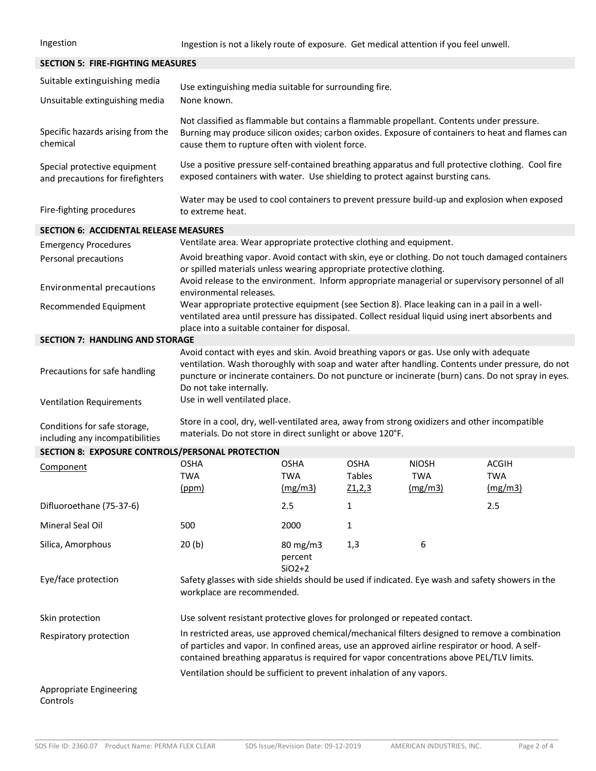| | |
|---|---|
| Ingestion | Ingestion is not a likely route of exposure. Get medical attention if you feel unwell. |

## SECTION 5: FIRE-FIGHTING MEASURES

| | |
|---|---|
| Suitable extinguishing media | Use extinguishing media suitable for surrounding fire. |
| Unsuitable extinguishing media | None known. |
| Specific hazards arising from the chemical | Not classified as flammable but contains a flammable propellant. Contents under pressure. Burning may produce silicon oxides; carbon oxides. Exposure of containers to heat and flames can cause them to rupture often with violent force. |
| Special protective equipment and precautions for firefighters | Use a positive pressure self-contained breathing apparatus and full protective clothing. Cool fire exposed containers with water. Use shielding to protect against bursting cans. |
| Fire-fighting procedures | Water may be used to cool containers to prevent pressure build-up and explosion when exposed to extreme heat. |

## SECTION 6: ACCIDENTAL RELEASE MEASURES

| | |
|---|---|
| Emergency Procedures | Ventilate area. Wear appropriate protective clothing and equipment. |
| Personal precautions | Avoid breathing vapor. Avoid contact with skin, eye or clothing. Do not touch damaged containers or spilled materials unless wearing appropriate protective clothing. |
| Environmental precautions | Avoid release to the environment. Inform appropriate managerial or supervisory personnel of all environmental releases. |
| Recommended Equipment | Wear appropriate protective equipment (see Section 8). Place leaking can in a pail in a well-ventilated area until pressure has dissipated. Collect residual liquid using inert absorbents and place into a suitable container for disposal. |

## SECTION 7: HANDLING AND STORAGE

| | |
|---|---|
| Precautions for safe handling | Avoid contact with eyes and skin. Avoid breathing vapors or gas. Use only with adequate ventilation. Wash thoroughly with soap and water after handling. Contents under pressure, do not puncture or incinerate containers. Do not puncture or incinerate (burn) cans. Do not spray in eyes. Do not take internally. |
| Ventilation Requirements | Use in well ventilated place. |
| Conditions for safe storage, including any incompatibilities | Store in a cool, dry, well-ventilated area, away from strong oxidizers and other incompatible materials. Do not store in direct sunlight or above 120°F. |

## SECTION 8: EXPOSURE CONTROLS/PERSONAL PROTECTION

| Component | OSHA TWA (ppm) | OSHA TWA (mg/m3) | OSHA Tables Z1,2,3 | NIOSH TWA (mg/m3) | ACGIH TWA (mg/m3) |
|---|---|---|---|---|---|
| Difluoroethane (75-37-6) | | 2.5 | 1 | | 2.5 |
| Mineral Seal Oil | 500 | 2000 | 1 | | |
| Silica, Amorphous | 20 (b) | 80 mg/m3 percent $SiO_2$+2 | 1,3 | 6 | |

| | |
|---|---|
| Eye/face protection | Safety glasses with side shields should be used if indicated. Eye wash and safety showers in the workplace are recommended. |
| Skin protection | Use solvent resistant protective gloves for prolonged or repeated contact. |
| Respiratory protection | In restricted areas, use approved chemical/mechanical filters designed to remove a combination of particles and vapor. In confined areas, use an approved airline respirator or hood. A self-contained breathing apparatus is required for vapor concentrations above PEL/TLV limits. |
| Appropriate Engineering Controls | Ventilation should be sufficient to prevent inhalation of any vapors. |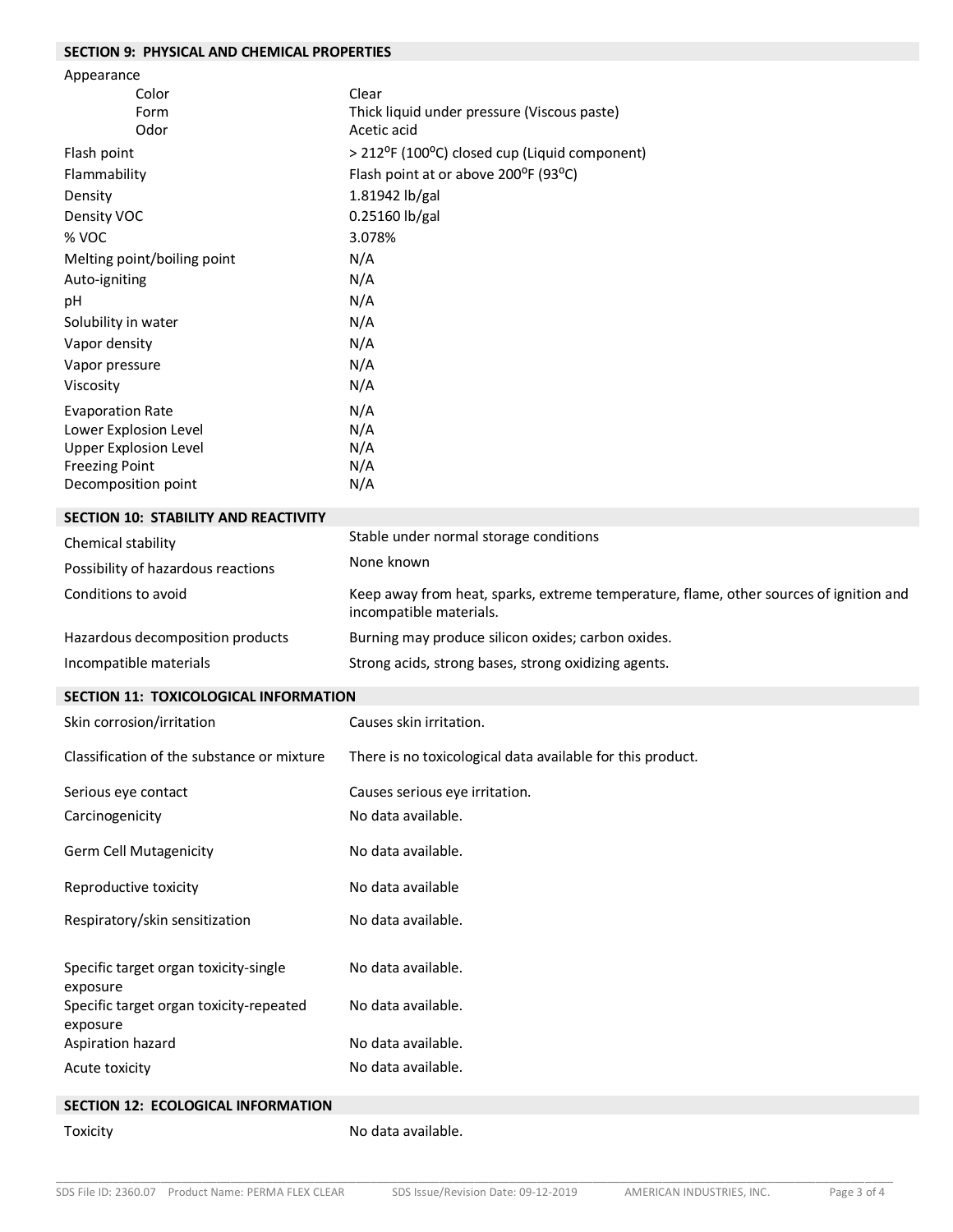## SECTION 9: PHYSICAL AND CHEMICAL PROPERTIES

| | |
|---|---|
| Appearance | |
| Color | Clear |
| Form | Thick liquid under pressure (Viscous paste) |
| Odor | Acetic acid |
| Flash point | > 212ºF (100ºC) closed cup (Liquid component) |
| Flammability | Flash point at or above 200ºF (93ºC) |
| Density | 1.81942 lb/gal |
| Density VOC | 0.25160 lb/gal |
| % VOC | 3.078% |
| Melting point/boiling point | N/A |
| Auto-igniting | N/A |
| pH | N/A |
| Solubility in water | N/A |
| Vapor density | N/A |
| Vapor pressure | N/A |
| Viscosity | N/A |
| Evaporation Rate | N/A |
| Lower Explosion Level | N/A |
| Upper Explosion Level | N/A |
| Freezing Point | N/A |
| Decomposition point | N/A |

## SECTION 10: STABILITY AND REACTIVITY

| | |
|---|---|
| Chemical stability | Stable under normal storage conditions |
| Possibility of hazardous reactions | None known |
| Conditions to avoid | Keep away from heat, sparks, extreme temperature, flame, other sources of ignition and incompatible materials. |
| Hazardous decomposition products | Burning may produce silicon oxides; carbon oxides. |
| Incompatible materials | Strong acids, strong bases, strong oxidizing agents. |

## SECTION 11: TOXICOLOGICAL INFORMATION

| | |
|---|---|
| Skin corrosion/irritation | Causes skin irritation. |
| Classification of the substance or mixture | There is no toxicological data available for this product. |
| Serious eye contact | Causes serious eye irritation. |
| Carcinogenicity | No data available. |
| Germ Cell Mutagenicity | No data available. |
| Reproductive toxicity | No data available |
| Respiratory/skin sensitization | No data available. |
| Specific target organ toxicity-single exposure | No data available. |
| Specific target organ toxicity-repeated exposure | No data available. |
| Aspiration hazard | No data available. |
| Acute toxicity | No data available. |

## SECTION 12: ECOLOGICAL INFORMATION

| | |
|---|---|
| Toxicity | No data available. |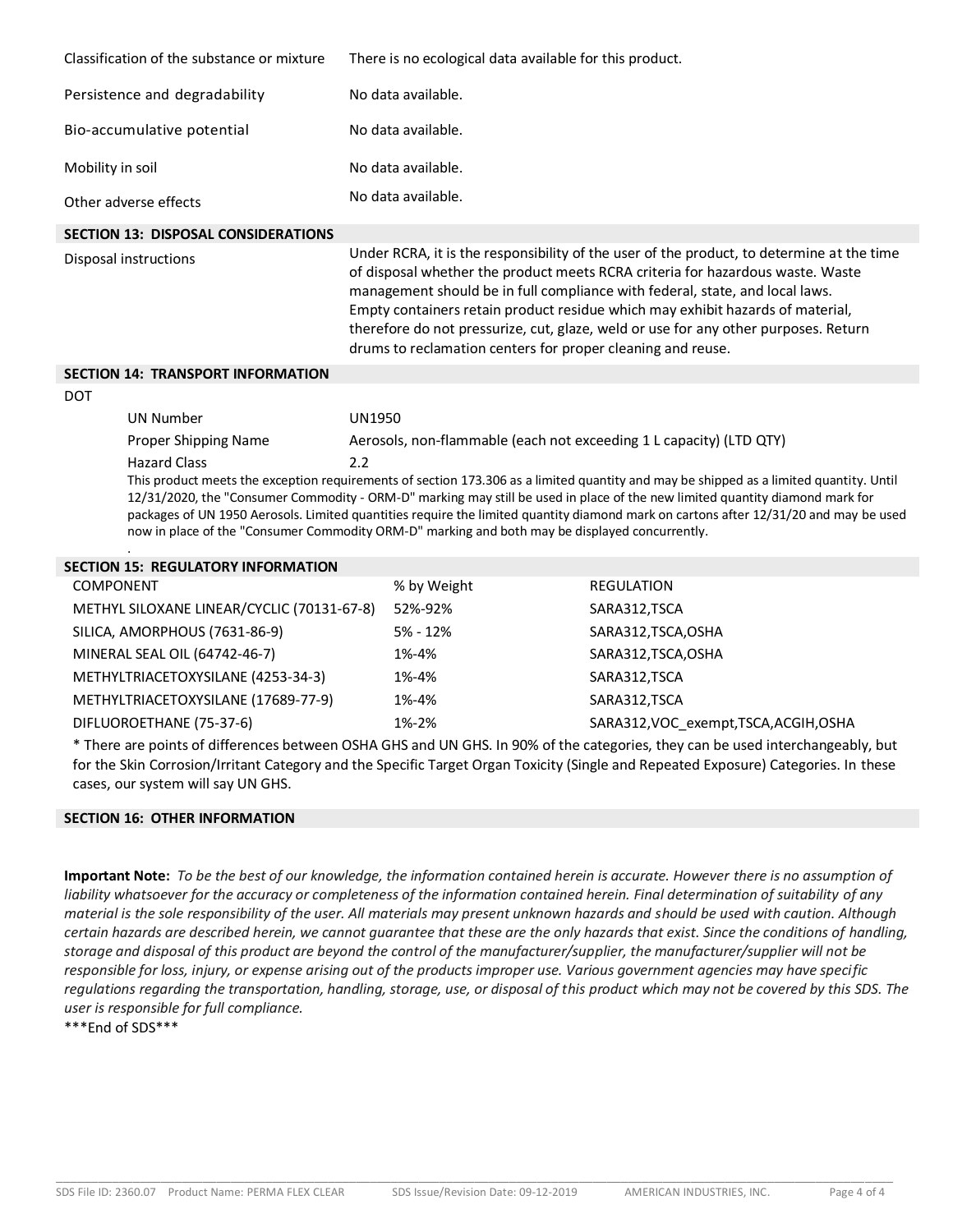| | |
|---|---|
| Classification of the substance or mixture | There is no ecological data available for this product. |
| Persistence and degradability | No data available. |
| Bio-accumulative potential | No data available. |
| Mobility in soil | No data available. |
| Other adverse effects | No data available. |

## SECTION 13: DISPOSAL CONSIDERATIONS

| | |
|---|---|
| Disposal instructions | Under RCRA, it is the responsibility of the user of the product, to determine at the time of disposal whether the product meets RCRA criteria for hazardous waste. Waste management should be in full compliance with federal, state, and local laws. Empty containers retain product residue which may exhibit hazards of material, therefore do not pressurize, cut, glaze, weld or use for any other purposes. Return drums to reclamation centers for proper cleaning and reuse. |

## SECTION 14: TRANSPORT INFORMATION

DOT

| | |
|---|---|
| UN Number | UN1950 |
| Proper Shipping Name | Aerosols, non-flammable (each not exceeding 1 L capacity) (LTD QTY) |
| Hazard Class | 2.2 |

This product meets the exception requirements of section 173.306 as a limited quantity and may be shipped as a limited quantity. Until 12/31/2020, the "Consumer Commodity - ORM-D" marking may still be used in place of the new limited quantity diamond mark for packages of UN 1950 Aerosols. Limited quantities require the limited quantity diamond mark on cartons after 12/31/20 and may be used now in place of the "Consumer Commodity ORM-D" marking and both may be displayed concurrently.

.

## SECTION 15: REGULATORY INFORMATION

| COMPONENT | % by Weight | REGULATION |
|---|---|---|
| METHYL SILOXANE LINEAR/CYCLIC (70131-67-8) | 52%-92% | SARA312,TSCA |
| SILICA, AMORPHOUS (7631-86-9) | 5% - 12% | SARA312,TSCA,OSHA |
| MINERAL SEAL OIL (64742-46-7) | 1%-4% | SARA312,TSCA,OSHA |
| METHYLTRIACETOXYSILANE (4253-34-3) | 1%-4% | SARA312,TSCA |
| METHYLTRIACETOXYSILANE (17689-77-9) | 1%-4% | SARA312,TSCA |
| DIFLUOROETHANE (75-37-6) | 1%-2% | SARA312,VOC_exempt,TSCA,ACGIH,OSHA |

* There are points of differences between OSHA GHS and UN GHS. In 90% of the categories, they can be used interchangeably, but for the Skin Corrosion/Irritant Category and the Specific Target Organ Toxicity (Single and Repeated Exposure) Categories. In these cases, our system will say UN GHS.

## SECTION 16: OTHER INFORMATION

**Important Note:** *To be the best of our knowledge, the information contained herein is accurate. However there is no assumption of liability whatsoever for the accuracy or completeness of the information contained herein. Final determination of suitability of any material is the sole responsibility of the user. All materials may present unknown hazards and should be used with caution. Although certain hazards are described herein, we cannot guarantee that these are the only hazards that exist. Since the conditions of handling, storage and disposal of this product are beyond the control of the manufacturer/supplier, the manufacturer/supplier will not be responsible for loss, injury, or expense arising out of the products improper use. Various government agencies may have specific regulations regarding the transportation, handling, storage, use, or disposal of this product which may not be covered by this SDS. The user is responsible for full compliance.*

***End of SDS***